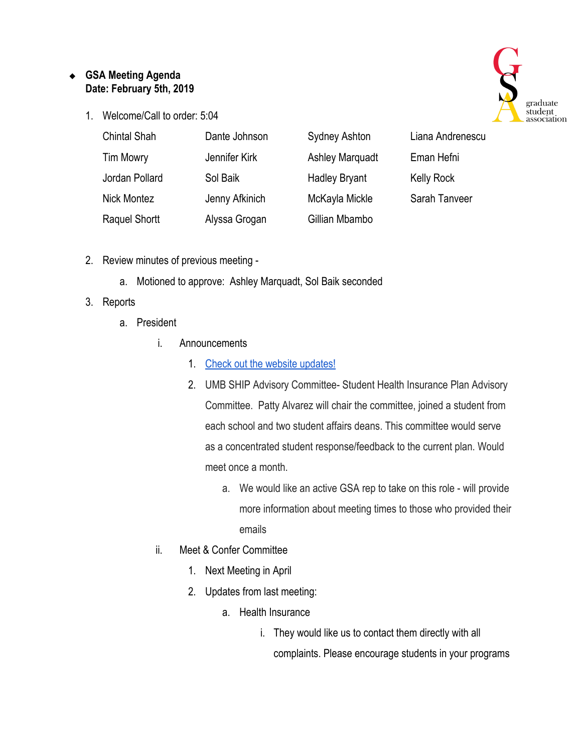- **GSA Meeting Agenda**
  **Date: February 5th, 2019**

1. Welcome/Call to order: 5:04

| | | | |
|---|---|---|---|
| Chintal Shah | Dante Johnson | Sydney Ashton | Liana Andrenescu |
| Tim Mowry | Jennifer Kirk | Ashley Marquadt | Eman Hefni |
| Jordan Pollard | Sol Baik | Hadley Bryant | Kelly Rock |
| Nick Montez | Jenny Afkinich | McKayla Mickle | Sarah Tanveer |
| Raquel Shortt | Alyssa Grogan | Gillian Mbambo | |

2. Review minutes of previous meeting -
   a. Motioned to approve: Ashley Marquadt, Sol Baik seconded
3. Reports
   a. President
      i. Announcements
         1. Check out the website updates!
         2. UMB SHIP Advisory Committee- Student Health Insurance Plan Advisory Committee. Patty Alvarez will chair the committee, joined a student from each school and two student affairs deans. This committee would serve as a concentrated student response/feedback to the current plan. Would meet once a month.
            a. We would like an active GSA rep to take on this role - will provide more information about meeting times to those who provided their emails
      ii. Meet & Confer Committee
         1. Next Meeting in April
         2. Updates from last meeting:
            a. Health Insurance
               i. They would like us to contact them directly with all complaints. Please encourage students in your programs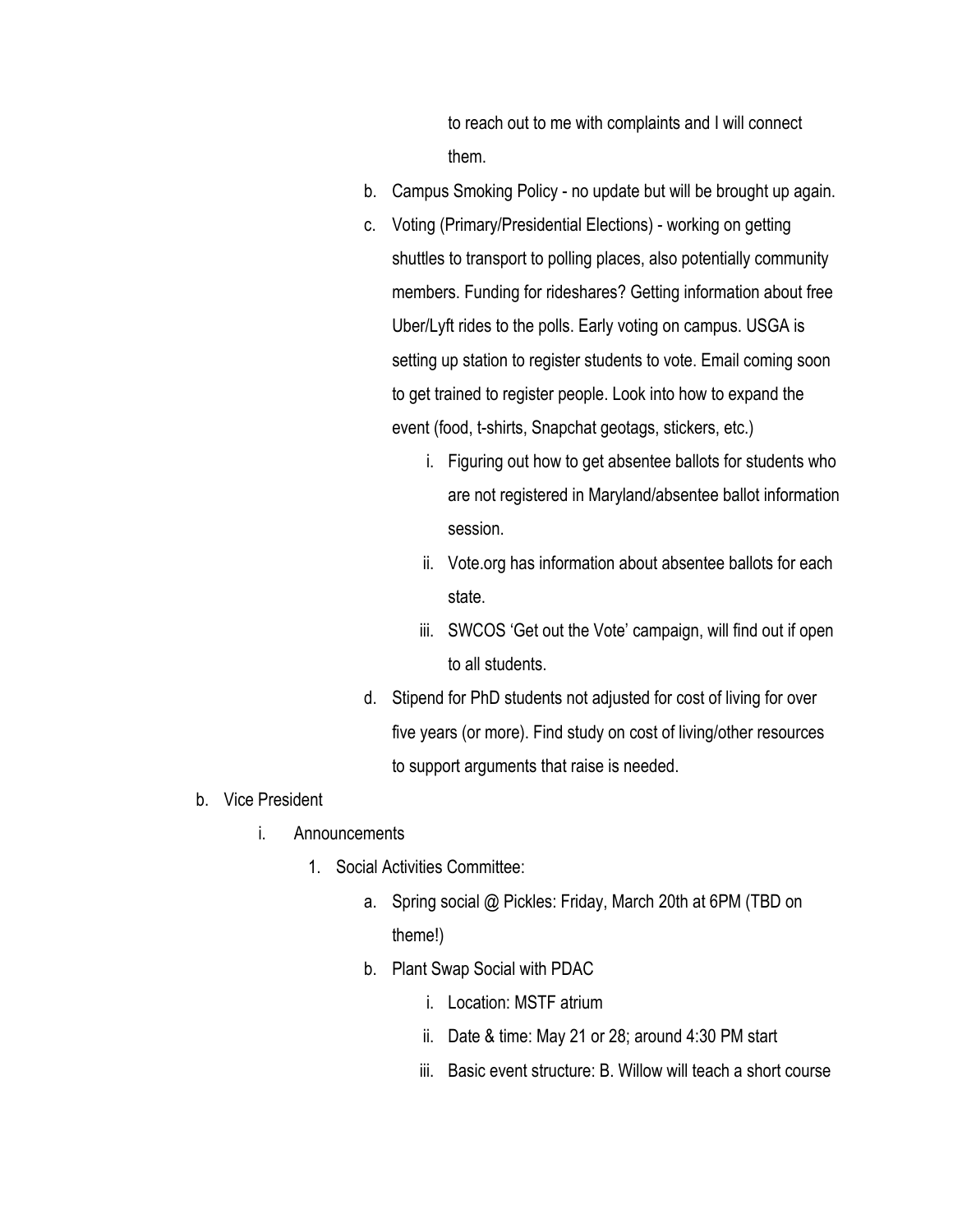to reach out to me with complaints and I will connect them.

b. Campus Smoking Policy - no update but will be brought up again.

c. Voting (Primary/Presidential Elections) - working on getting shuttles to transport to polling places, also potentially community members. Funding for rideshares? Getting information about free Uber/Lyft rides to the polls. Early voting on campus. USGA is setting up station to register students to vote. Email coming soon to get trained to register people. Look into how to expand the event (food, t-shirts, Snapchat geotags, stickers, etc.)

   i. Figuring out how to get absentee ballots for students who are not registered in Maryland/absentee ballot information session.

   ii. Vote.org has information about absentee ballots for each state.

   iii. SWCOS 'Get out the Vote' campaign, will find out if open to all students.

d. Stipend for PhD students not adjusted for cost of living for over five years (or more). Find study on cost of living/other resources to support arguments that raise is needed.

b. Vice President

   i. Announcements

      1. Social Activities Committee:

         a. Spring social @ Pickles: Friday, March 20th at 6PM (TBD on theme!)

         b. Plant Swap Social with PDAC

            i. Location: MSTF atrium

            ii. Date & time: May 21 or 28; around 4:30 PM start

            iii. Basic event structure: B. Willow will teach a short course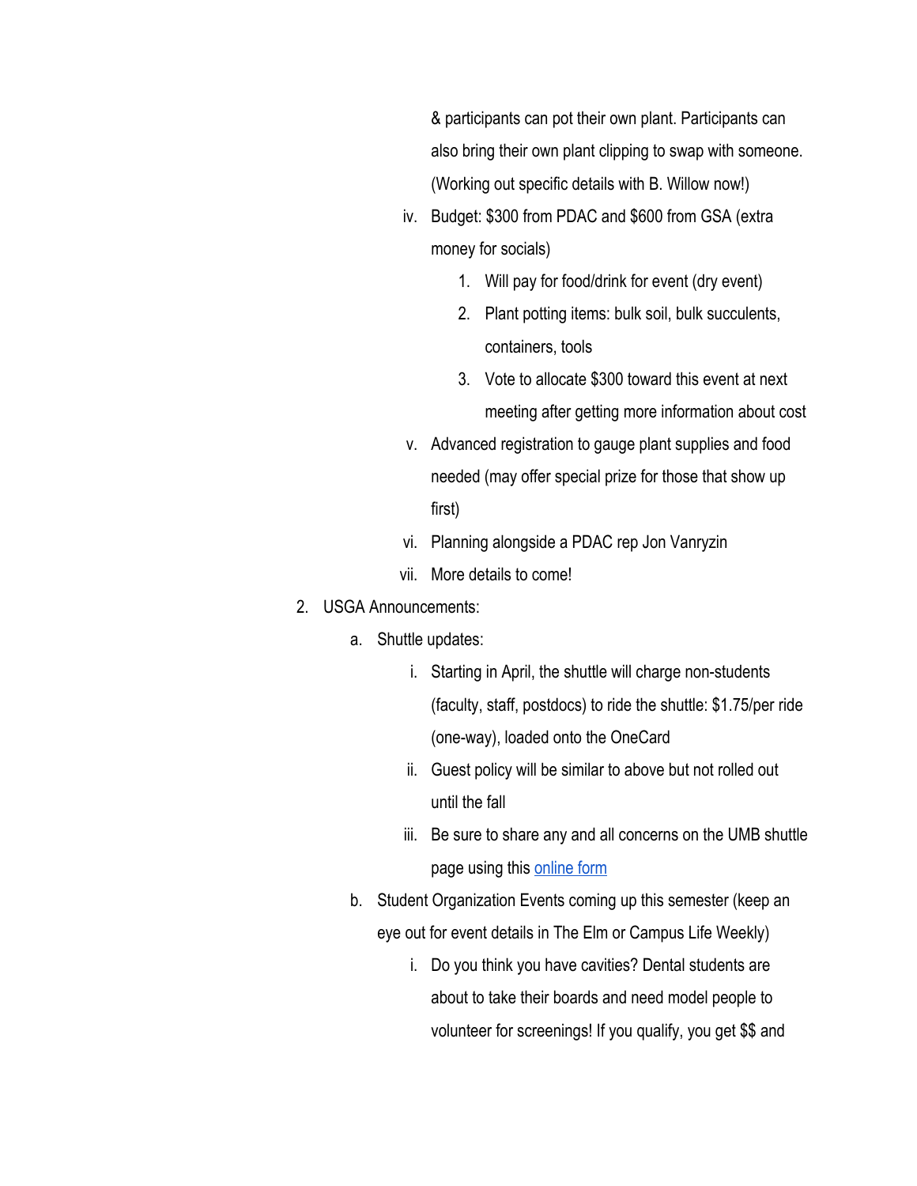& participants can pot their own plant. Participants can also bring their own plant clipping to swap with someone. (Working out specific details with B. Willow now!)

iv. Budget: $300 from PDAC and $600 from GSA (extra money for socials)
    1. Will pay for food/drink for event (dry event)
    2. Plant potting items: bulk soil, bulk succulents, containers, tools
    3. Vote to allocate $300 toward this event at next meeting after getting more information about cost

v. Advanced registration to gauge plant supplies and food needed (may offer special prize for those that show up first)

vi. Planning alongside a PDAC rep Jon Vanryzin

vii. More details to come!

2. USGA Announcements:
    a. Shuttle updates:
        i. Starting in April, the shuttle will charge non-students (faculty, staff, postdocs) to ride the shuttle: $1.75/per ride (one-way), loaded onto the OneCard
        ii. Guest policy will be similar to above but not rolled out until the fall
        iii. Be sure to share any and all concerns on the UMB shuttle page using this online form
    b. Student Organization Events coming up this semester (keep an eye out for event details in The Elm or Campus Life Weekly)
        i. Do you think you have cavities? Dental students are about to take their boards and need model people to volunteer for screenings! If you qualify, you get $$ and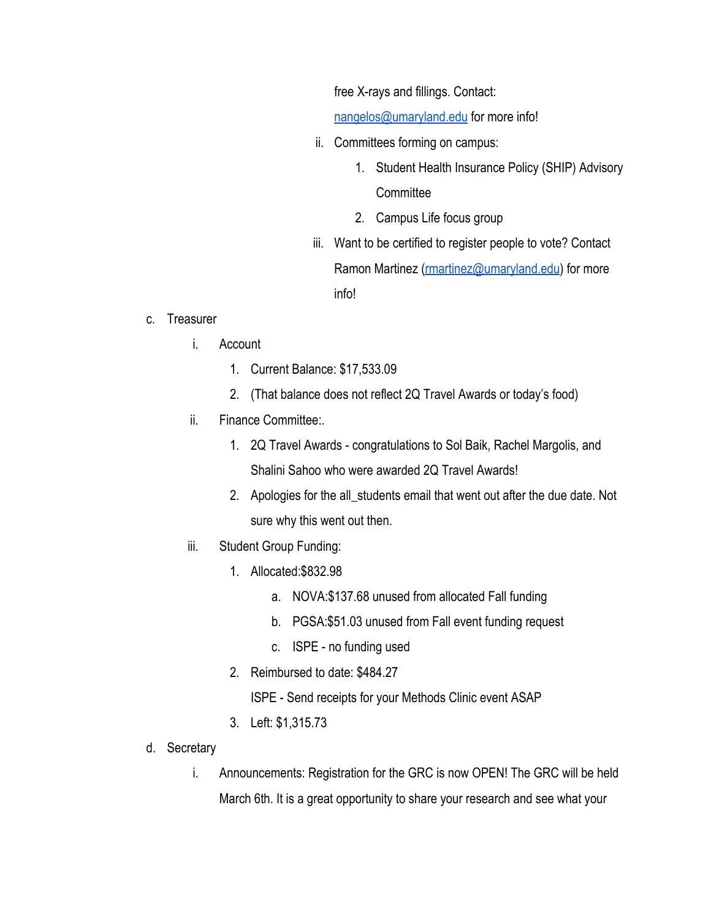free X-rays and fillings. Contact: [nangelos@umaryland.edu](mailto:nangelos@umaryland.edu) for more info!

ii. Committees forming on campus:
   1. Student Health Insurance Policy (SHIP) Advisory Committee
   2. Campus Life focus group

iii. Want to be certified to register people to vote? Contact Ramon Martinez ([rmartinez@umaryland.edu](mailto:rmartinez@umaryland.edu)) for more info!

c. Treasurer
   i. Account
      1. Current Balance: $17,533.09
      2. (That balance does not reflect 2Q Travel Awards or today's food)
   ii. Finance Committee:.
      1. 2Q Travel Awards - congratulations to Sol Baik, Rachel Margolis, and Shalini Sahoo who were awarded 2Q Travel Awards!
      2. Apologies for the all_students email that went out after the due date. Not sure why this went out then.
   iii. Student Group Funding:
      1. Allocated:$832.98
         a. NOVA:$137.68 unused from allocated Fall funding
         b. PGSA:$51.03 unused from Fall event funding request
         c. ISPE - no funding used
      2. Reimbursed to date: $484.27
         ISPE - Send receipts for your Methods Clinic event ASAP
      3. Left: $1,315.73

d. Secretary
   i. Announcements: Registration for the GRC is now OPEN! The GRC will be held March 6th. It is a great opportunity to share your research and see what your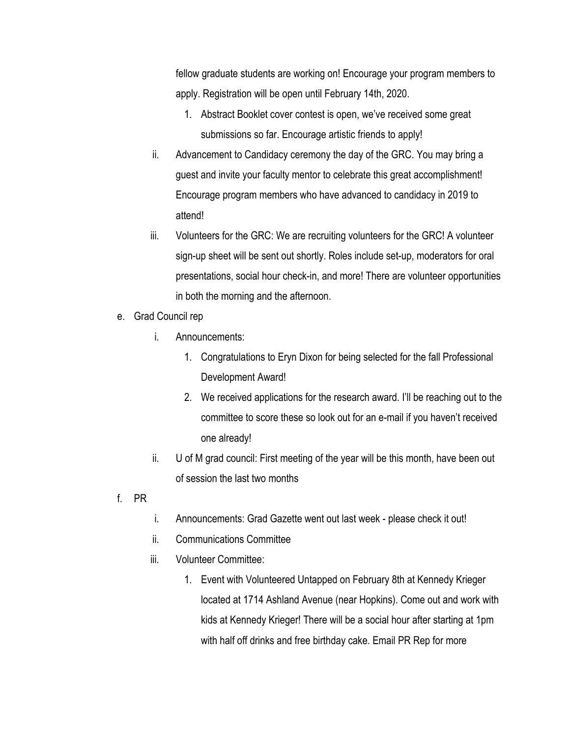fellow graduate students are working on! Encourage your program members to apply. Registration will be open until February 14th, 2020.

1. Abstract Booklet cover contest is open, we've received some great submissions so far. Encourage artistic friends to apply!

ii. Advancement to Candidacy ceremony the day of the GRC. You may bring a guest and invite your faculty mentor to celebrate this great accomplishment! Encourage program members who have advanced to candidacy in 2019 to attend!

iii. Volunteers for the GRC: We are recruiting volunteers for the GRC! A volunteer sign-up sheet will be sent out shortly. Roles include set-up, moderators for oral presentations, social hour check-in, and more! There are volunteer opportunities in both the morning and the afternoon.

e. Grad Council rep

   i. Announcements:

      1. Congratulations to Eryn Dixon for being selected for the fall Professional Development Award!
      2. We received applications for the research award. I'll be reaching out to the committee to score these so look out for an e-mail if you haven't received one already!

   ii. U of M grad council: First meeting of the year will be this month, have been out of session the last two months

f. PR

   i. Announcements: Grad Gazette went out last week - please check it out!

   ii. Communications Committee

   iii. Volunteer Committee:

      1. Event with Volunteered Untapped on February 8th at Kennedy Krieger located at 1714 Ashland Avenue (near Hopkins). Come out and work with kids at Kennedy Krieger! There will be a social hour after starting at 1pm with half off drinks and free birthday cake. Email PR Rep for more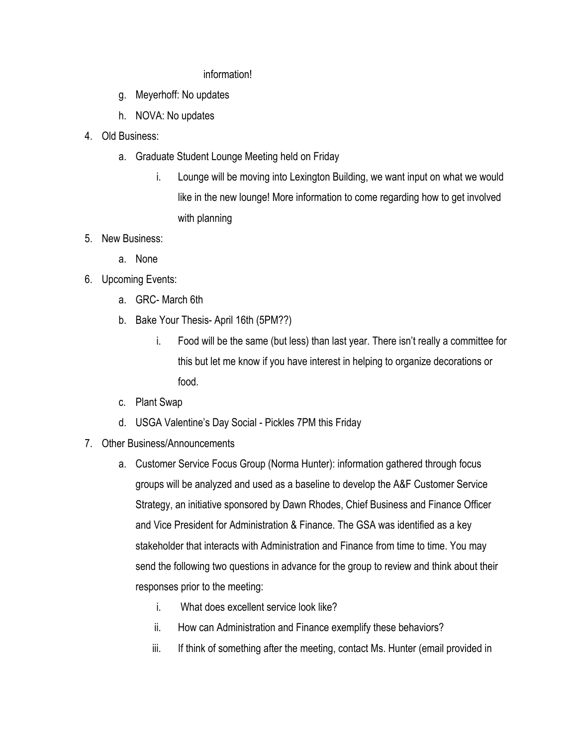information!

g. Meyerhoff: No updates
h. NOVA: No updates

4. Old Business:
    a. Graduate Student Lounge Meeting held on Friday
        i. Lounge will be moving into Lexington Building, we want input on what we would like in the new lounge! More information to come regarding how to get involved with planning
5. New Business:
    a. None
6. Upcoming Events:
    a. GRC- March 6th
    b. Bake Your Thesis- April 16th (5PM??)
        i. Food will be the same (but less) than last year. There isn't really a committee for this but let me know if you have interest in helping to organize decorations or food.
    c. Plant Swap
    d. USGA Valentine's Day Social - Pickles 7PM this Friday
7. Other Business/Announcements
    a. Customer Service Focus Group (Norma Hunter): information gathered through focus groups will be analyzed and used as a baseline to develop the A&F Customer Service Strategy, an initiative sponsored by Dawn Rhodes, Chief Business and Finance Officer and Vice President for Administration & Finance. The GSA was identified as a key stakeholder that interacts with Administration and Finance from time to time. You may send the following two questions in advance for the group to review and think about their responses prior to the meeting:
        i. What does excellent service look like?
        ii. How can Administration and Finance exemplify these behaviors?
        iii. If think of something after the meeting, contact Ms. Hunter (email provided in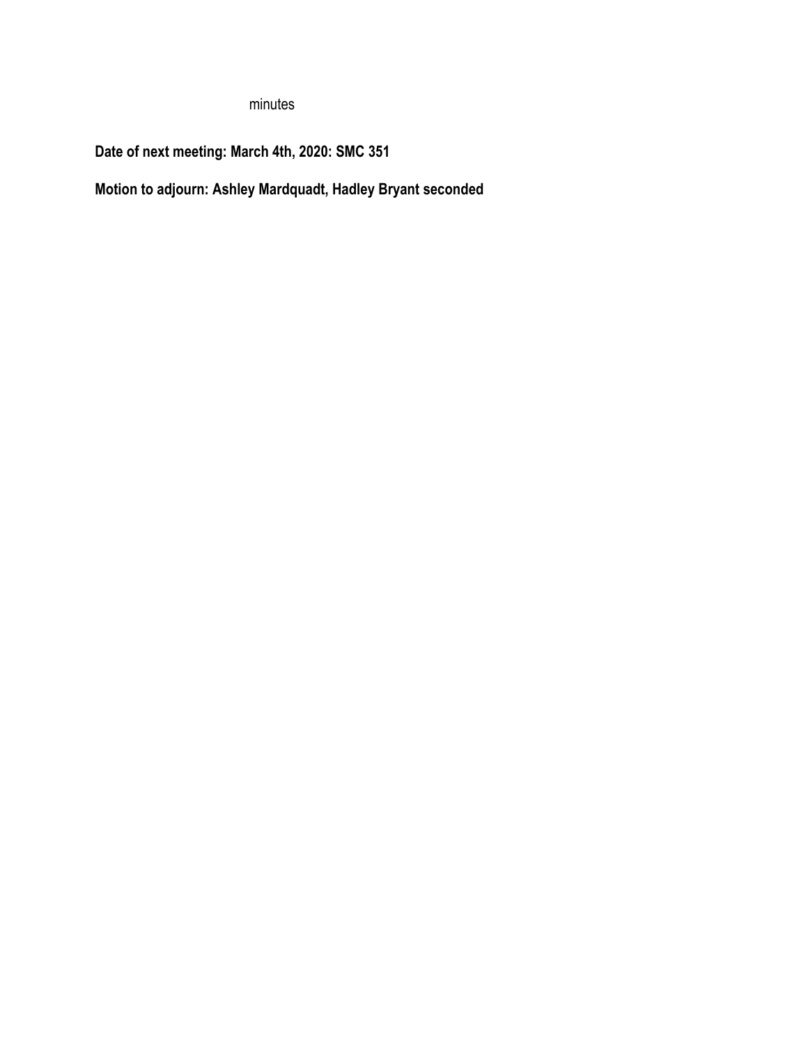minutes

**Date of next meeting: March 4th, 2020: SMC 351**

**Motion to adjourn: Ashley Mardquadt, Hadley Bryant seconded**